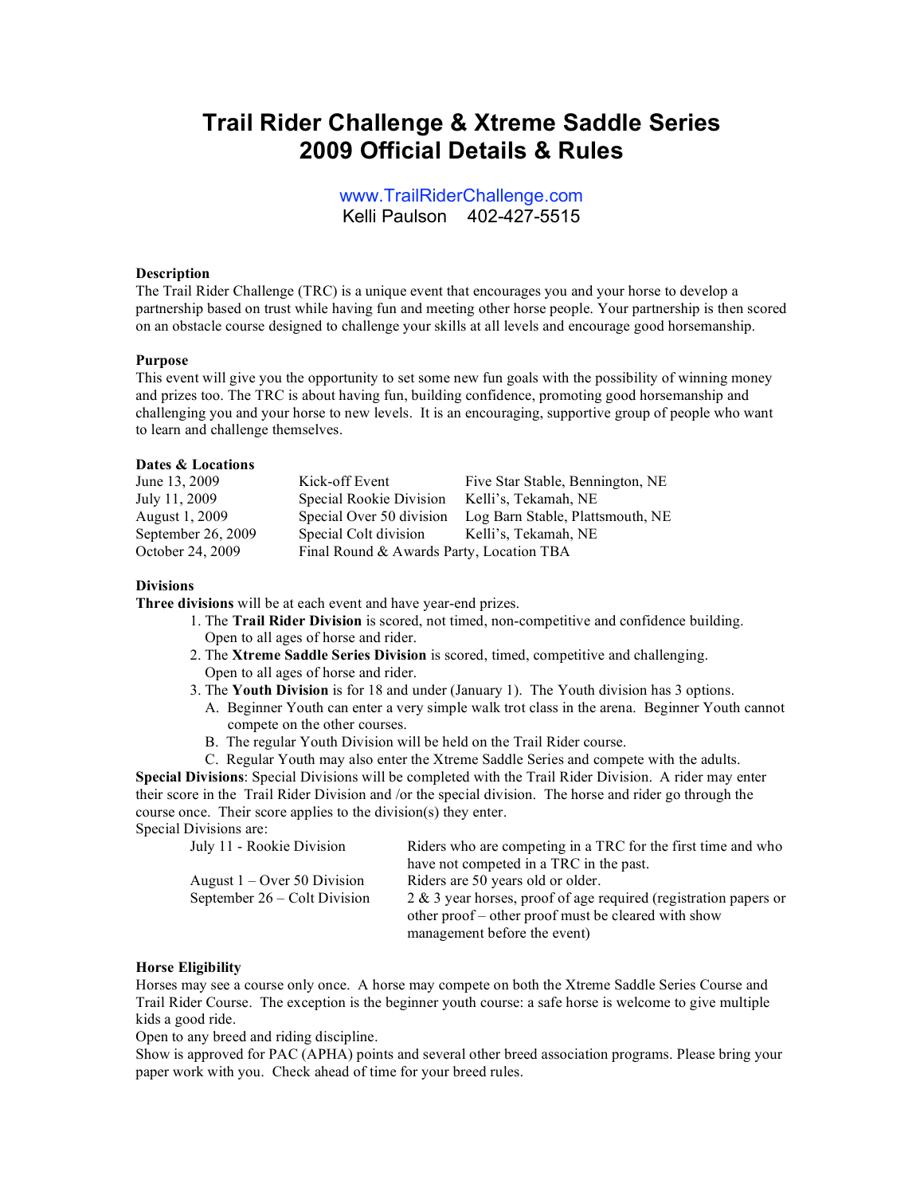# Trail Rider Challenge & Xtreme Saddle Series
# 2009 Official Details & Rules

www.TrailRiderChallenge.com
Kelli Paulson 402-427-5515

**Description**
The Trail Rider Challenge (TRC) is a unique event that encourages you and your horse to develop a partnership based on trust while having fun and meeting other horse people. Your partnership is then scored on an obstacle course designed to challenge your skills at all levels and encourage good horsemanship.

**Purpose**
This event will give you the opportunity to set some new fun goals with the possibility of winning money and prizes too. The TRC is about having fun, building confidence, promoting good horsemanship and challenging you and your horse to new levels. It is an encouraging, supportive group of people who want to learn and challenge themselves.

**Dates & Locations**

| | | |
|---|---|---|
| June 13, 2009 | Kick-off Event | Five Star Stable, Bennington, NE |
| July 11, 2009 | Special Rookie Division | Kelli's, Tekamah, NE |
| August 1, 2009 | Special Over 50 division | Log Barn Stable, Plattsmouth, NE |
| September 26, 2009 | Special Colt division | Kelli's, Tekamah, NE |
| October 24, 2009 | Final Round & Awards Party, Location TBA | |

**Divisions**
**Three divisions** will be at each event and have year-end prizes.

1. The **Trail Rider Division** is scored, not timed, non-competitive and confidence building. Open to all ages of horse and rider.
2. The **Xtreme Saddle Series Division** is scored, timed, competitive and challenging. Open to all ages of horse and rider.
3. The **Youth Division** is for 18 and under (January 1). The Youth division has 3 options.
   A. Beginner Youth can enter a very simple walk trot class in the arena. Beginner Youth cannot compete on the other courses.
   B. The regular Youth Division will be held on the Trail Rider course.
   C. Regular Youth may also enter the Xtreme Saddle Series and compete with the adults.

**Special Divisions**: Special Divisions will be completed with the Trail Rider Division. A rider may enter their score in the Trail Rider Division and /or the special division. The horse and rider go through the course once. Their score applies to the division(s) they enter.
Special Divisions are:

| | |
|---|---|
| July 11 - Rookie Division | Riders who are competing in a TRC for the first time and who have not competed in a TRC in the past. |
| August 1 – Over 50 Division | Riders are 50 years old or older. |
| September 26 – Colt Division | 2 & 3 year horses, proof of age required (registration papers or other proof – other proof must be cleared with show management before the event) |

**Horse Eligibility**
Horses may see a course only once. A horse may compete on both the Xtreme Saddle Series Course and Trail Rider Course. The exception is the beginner youth course: a safe horse is welcome to give multiple kids a good ride.
Open to any breed and riding discipline.
Show is approved for PAC (APHA) points and several other breed association programs. Please bring your paper work with you. Check ahead of time for your breed rules.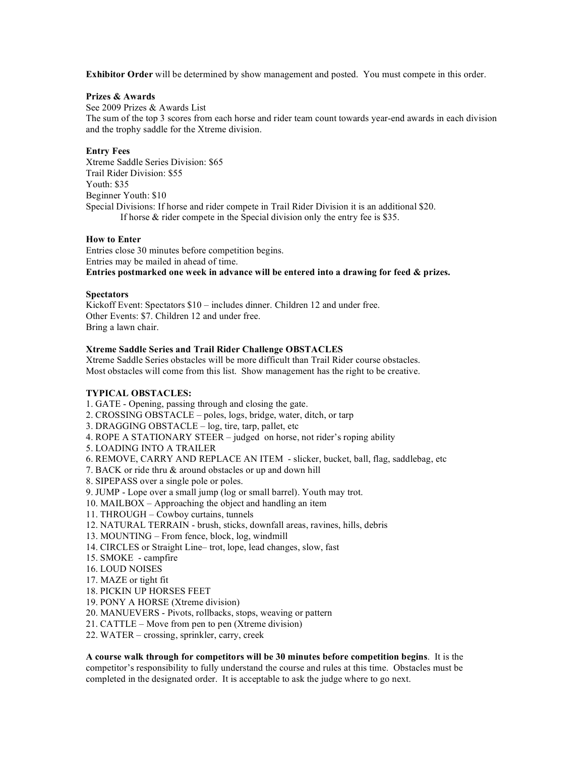**Exhibitor Order** will be determined by show management and posted. You must compete in this order.

**Prizes & Awards**

See 2009 Prizes & Awards List

The sum of the top 3 scores from each horse and rider team count towards year-end awards in each division and the trophy saddle for the Xtreme division.

**Entry Fees**

Xtreme Saddle Series Division: $65

Trail Rider Division: $55

Youth: $35

Beginner Youth: $10

Special Divisions: If horse and rider compete in Trail Rider Division it is an additional $20.

If horse & rider compete in the Special division only the entry fee is $35.

**How to Enter**

Entries close 30 minutes before competition begins.

Entries may be mailed in ahead of time.

**Entries postmarked one week in advance will be entered into a drawing for feed & prizes.**

**Spectators**

Kickoff Event: Spectators $10 – includes dinner. Children 12 and under free.

Other Events: $7. Children 12 and under free.

Bring a lawn chair.

**Xtreme Saddle Series and Trail Rider Challenge OBSTACLES**

Xtreme Saddle Series obstacles will be more difficult than Trail Rider course obstacles.

Most obstacles will come from this list. Show management has the right to be creative.

**TYPICAL OBSTACLES:**

1. GATE - Opening, passing through and closing the gate.
2. CROSSING OBSTACLE – poles, logs, bridge, water, ditch, or tarp
3. DRAGGING OBSTACLE – log, tire, tarp, pallet, etc
4. ROPE A STATIONARY STEER – judged on horse, not rider's roping ability
5. LOADING INTO A TRAILER
6. REMOVE, CARRY AND REPLACE AN ITEM - slicker, bucket, ball, flag, saddlebag, etc
7. BACK or ride thru & around obstacles or up and down hill
8. SIPEPASS over a single pole or poles.
9. JUMP - Lope over a small jump (log or small barrel). Youth may trot.
10. MAILBOX – Approaching the object and handling an item
11. THROUGH – Cowboy curtains, tunnels
12. NATURAL TERRAIN - brush, sticks, downfall areas, ravines, hills, debris
13. MOUNTING – From fence, block, log, windmill
14. CIRCLES or Straight Line– trot, lope, lead changes, slow, fast
15. SMOKE - campfire
16. LOUD NOISES
17. MAZE or tight fit
18. PICKIN UP HORSES FEET
19. PONY A HORSE (Xtreme division)
20. MANUEVERS - Pivots, rollbacks, stops, weaving or pattern
21. CATTLE – Move from pen to pen (Xtreme division)
22. WATER – crossing, sprinkler, carry, creek

**A course walk through for competitors will be 30 minutes before competition begins**. It is the competitor's responsibility to fully understand the course and rules at this time. Obstacles must be completed in the designated order. It is acceptable to ask the judge where to go next.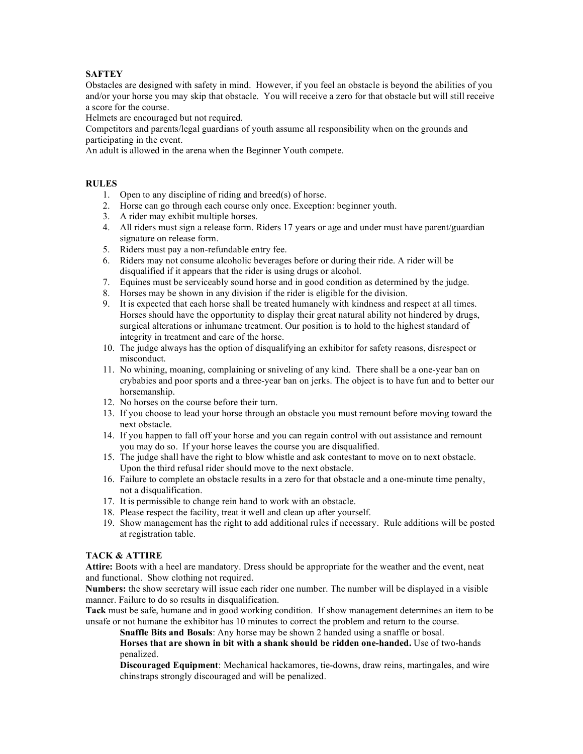**SAFTEY**

Obstacles are designed with safety in mind. However, if you feel an obstacle is beyond the abilities of you and/or your horse you may skip that obstacle. You will receive a zero for that obstacle but will still receive a score for the course.

Helmets are encouraged but not required.

Competitors and parents/legal guardians of youth assume all responsibility when on the grounds and participating in the event.

An adult is allowed in the arena when the Beginner Youth compete.

**RULES**

1. Open to any discipline of riding and breed(s) of horse.
2. Horse can go through each course only once. Exception: beginner youth.
3. A rider may exhibit multiple horses.
4. All riders must sign a release form. Riders 17 years or age and under must have parent/guardian signature on release form.
5. Riders must pay a non-refundable entry fee.
6. Riders may not consume alcoholic beverages before or during their ride. A rider will be disqualified if it appears that the rider is using drugs or alcohol.
7. Equines must be serviceably sound horse and in good condition as determined by the judge.
8. Horses may be shown in any division if the rider is eligible for the division.
9. It is expected that each horse shall be treated humanely with kindness and respect at all times. Horses should have the opportunity to display their great natural ability not hindered by drugs, surgical alterations or inhumane treatment. Our position is to hold to the highest standard of integrity in treatment and care of the horse.
10. The judge always has the option of disqualifying an exhibitor for safety reasons, disrespect or misconduct.
11. No whining, moaning, complaining or sniveling of any kind. There shall be a one-year ban on crybabies and poor sports and a three-year ban on jerks. The object is to have fun and to better our horsemanship.
12. No horses on the course before their turn.
13. If you choose to lead your horse through an obstacle you must remount before moving toward the next obstacle.
14. If you happen to fall off your horse and you can regain control with out assistance and remount you may do so. If your horse leaves the course you are disqualified.
15. The judge shall have the right to blow whistle and ask contestant to move on to next obstacle. Upon the third refusal rider should move to the next obstacle.
16. Failure to complete an obstacle results in a zero for that obstacle and a one-minute time penalty, not a disqualification.
17. It is permissible to change rein hand to work with an obstacle.
18. Please respect the facility, treat it well and clean up after yourself.
19. Show management has the right to add additional rules if necessary. Rule additions will be posted at registration table.

**TACK & ATTIRE**

**Attire:** Boots with a heel are mandatory. Dress should be appropriate for the weather and the event, neat and functional. Show clothing not required.

**Numbers:** the show secretary will issue each rider one number. The number will be displayed in a visible manner. Failure to do so results in disqualification.

**Tack** must be safe, humane and in good working condition. If show management determines an item to be unsafe or not humane the exhibitor has 10 minutes to correct the problem and return to the course.

**Snaffle Bits and Bosals**: Any horse may be shown 2 handed using a snaffle or bosal.

**Horses that are shown in bit with a shank should be ridden one-handed.** Use of two-hands penalized.

**Discouraged Equipment**: Mechanical hackamores, tie-downs, draw reins, martingales, and wire chinstraps strongly discouraged and will be penalized.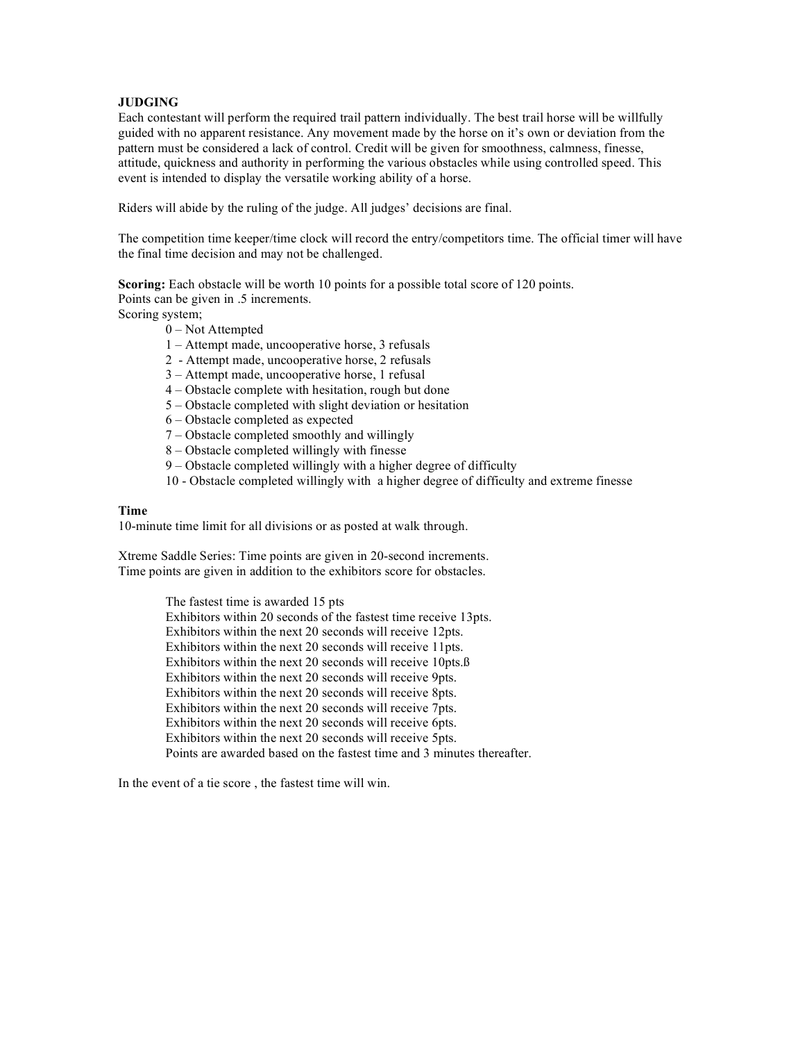## JUDGING

Each contestant will perform the required trail pattern individually. The best trail horse will be willfully guided with no apparent resistance. Any movement made by the horse on it's own or deviation from the pattern must be considered a lack of control. Credit will be given for smoothness, calmness, finesse, attitude, quickness and authority in performing the various obstacles while using controlled speed. This event is intended to display the versatile working ability of a horse.

Riders will abide by the ruling of the judge. All judges' decisions are final.

The competition time keeper/time clock will record the entry/competitors time. The official timer will have the final time decision and may not be challenged.

**Scoring:** Each obstacle will be worth 10 points for a possible total score of 120 points.
Points can be given in .5 increments.
Scoring system;

- 0 – Not Attempted
- 1 – Attempt made, uncooperative horse, 3 refusals
- 2 - Attempt made, uncooperative horse, 2 refusals
- 3 – Attempt made, uncooperative horse, 1 refusal
- 4 – Obstacle complete with hesitation, rough but done
- 5 – Obstacle completed with slight deviation or hesitation
- 6 – Obstacle completed as expected
- 7 – Obstacle completed smoothly and willingly
- 8 – Obstacle completed willingly with finesse
- 9 – Obstacle completed willingly with a higher degree of difficulty
- 10 - Obstacle completed willingly with a higher degree of difficulty and extreme finesse

### Time

10-minute time limit for all divisions or as posted at walk through.

Xtreme Saddle Series: Time points are given in 20-second increments.
Time points are given in addition to the exhibitors score for obstacles.

The fastest time is awarded 15 pts
Exhibitors within 20 seconds of the fastest time receive 13pts.
Exhibitors within the next 20 seconds will receive 12pts.
Exhibitors within the next 20 seconds will receive 11pts.
Exhibitors within the next 20 seconds will receive 10pts.ß
Exhibitors within the next 20 seconds will receive 9pts.
Exhibitors within the next 20 seconds will receive 8pts.
Exhibitors within the next 20 seconds will receive 7pts.
Exhibitors within the next 20 seconds will receive 6pts.
Exhibitors within the next 20 seconds will receive 5pts.
Points are awarded based on the fastest time and 3 minutes thereafter.

In the event of a tie score , the fastest time will win.